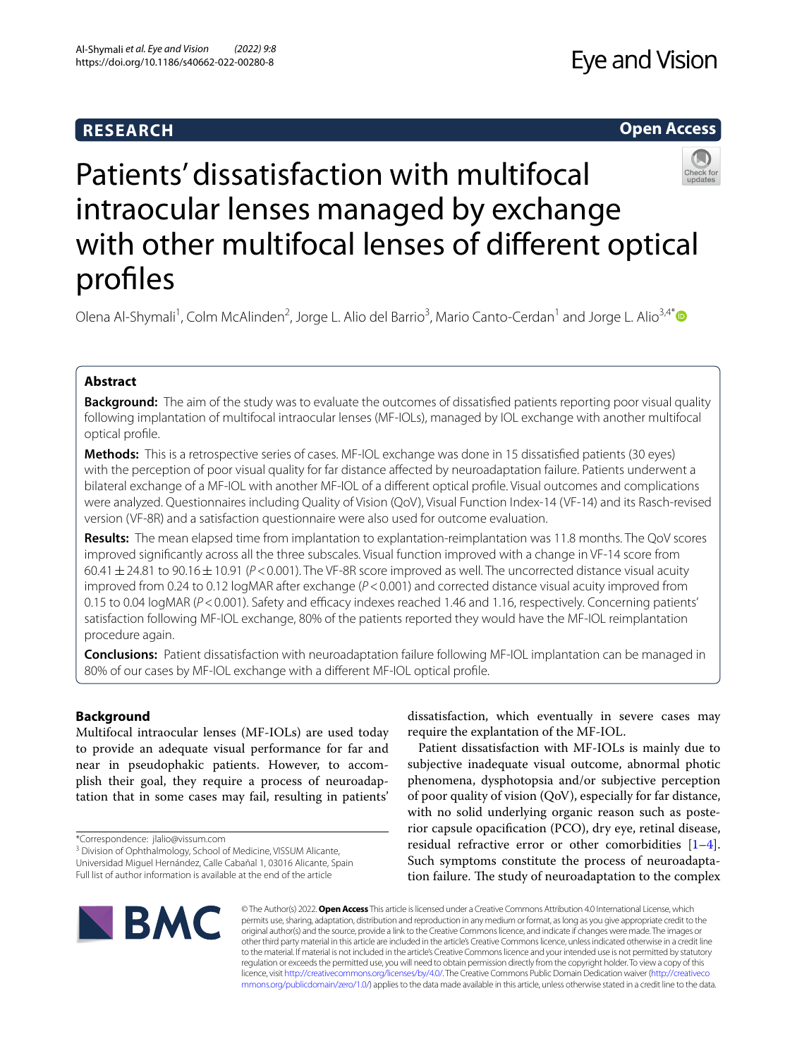RESEARCH

Open Access

# Patients' dissatisfaction with multifocal intraocular lenses managed by exchange with other multifocal lenses of different optical profiles

Olena Al-Shymali[1], Colm McAlinden[2], Jorge L. Alio del Barrio[3], Mario Canto-Cerdan[1] and Jorge L. Alio[3,4*]

## Abstract

**Background:** The aim of the study was to evaluate the outcomes of dissatisfied patients reporting poor visual quality following implantation of multifocal intraocular lenses (MF-IOLs), managed by IOL exchange with another multifocal optical profile.

**Methods:** This is a retrospective series of cases. MF-IOL exchange was done in 15 dissatisfied patients (30 eyes) with the perception of poor visual quality for far distance affected by neuroadaptation failure. Patients underwent a bilateral exchange of a MF-IOL with another MF-IOL of a different optical profile. Visual outcomes and complications were analyzed. Questionnaires including Quality of Vision (QoV), Visual Function Index-14 (VF-14) and its Rasch-revised version (VF-8R) and a satisfaction questionnaire were also used for outcome evaluation.

**Results:** The mean elapsed time from implantation to explantation-reimplantation was 11.8 months. The QoV scores improved significantly across all the three subscales. Visual function improved with a change in VF-14 score from $60.41 \pm 24.81$ to $90.16 \pm 10.91$ ($P < 0.001$). The VF-8R score improved as well. The uncorrected distance visual acuity improved from 0.24 to 0.12 logMAR after exchange ($P < 0.001$) and corrected distance visual acuity improved from 0.15 to 0.04 logMAR ($P < 0.001$). Safety and efficacy indexes reached 1.46 and 1.16, respectively. Concerning patients' satisfaction following MF-IOL exchange, 80% of the patients reported they would have the MF-IOL reimplantation procedure again.

**Conclusions:** Patient dissatisfaction with neuroadaptation failure following MF-IOL implantation can be managed in 80% of our cases by MF-IOL exchange with a different MF-IOL optical profile.

## Background

Multifocal intraocular lenses (MF-IOLs) are used today to provide an adequate visual performance for far and near in pseudophakic patients. However, to accomplish their goal, they require a process of neuroadaptation that in some cases may fail, resulting in patients' dissatisfaction, which eventually in severe cases may require the explantation of the MF-IOL.

Patient dissatisfaction with MF-IOLs is mainly due to subjective inadequate visual outcome, abnormal photic phenomena, dysphotopsia and/or subjective perception of poor quality of vision (QoV), especially for far distance, with no solid underlying organic reason such as posterior capsule opacification (PCO), dry eye, retinal disease, residual refractive error or other comorbidities [1–4]. Such symptoms constitute the process of neuroadaptation failure. The study of neuroadaptation to the complex

*Correspondence: jlalio@vissum.com

[3] Division of Ophthalmology, School of Medicine, VISSUM Alicante, Universidad Miguel Hernández, Calle Cabañal 1, 03016 Alicante, Spain

Full list of author information is available at the end of the article

© The Author(s) 2022. **Open Access** This article is licensed under a Creative Commons Attribution 4.0 International License, which permits use, sharing, adaptation, distribution and reproduction in any medium or format, as long as you give appropriate credit to the original author(s) and the source, provide a link to the Creative Commons licence, and indicate if changes were made. The images or other third party material in this article are included in the article's Creative Commons licence, unless indicated otherwise in a credit line to the material. If material is not included in the article's Creative Commons licence and your intended use is not permitted by statutory regulation or exceeds the permitted use, you will need to obtain permission directly from the copyright holder. To view a copy of this licence, visit http://creativecommons.org/licenses/by/4.0/. The Creative Commons Public Domain Dedication waiver (http://creativecommons.org/publicdomain/zero/1.0/) applies to the data made available in this article, unless otherwise stated in a credit line to the data.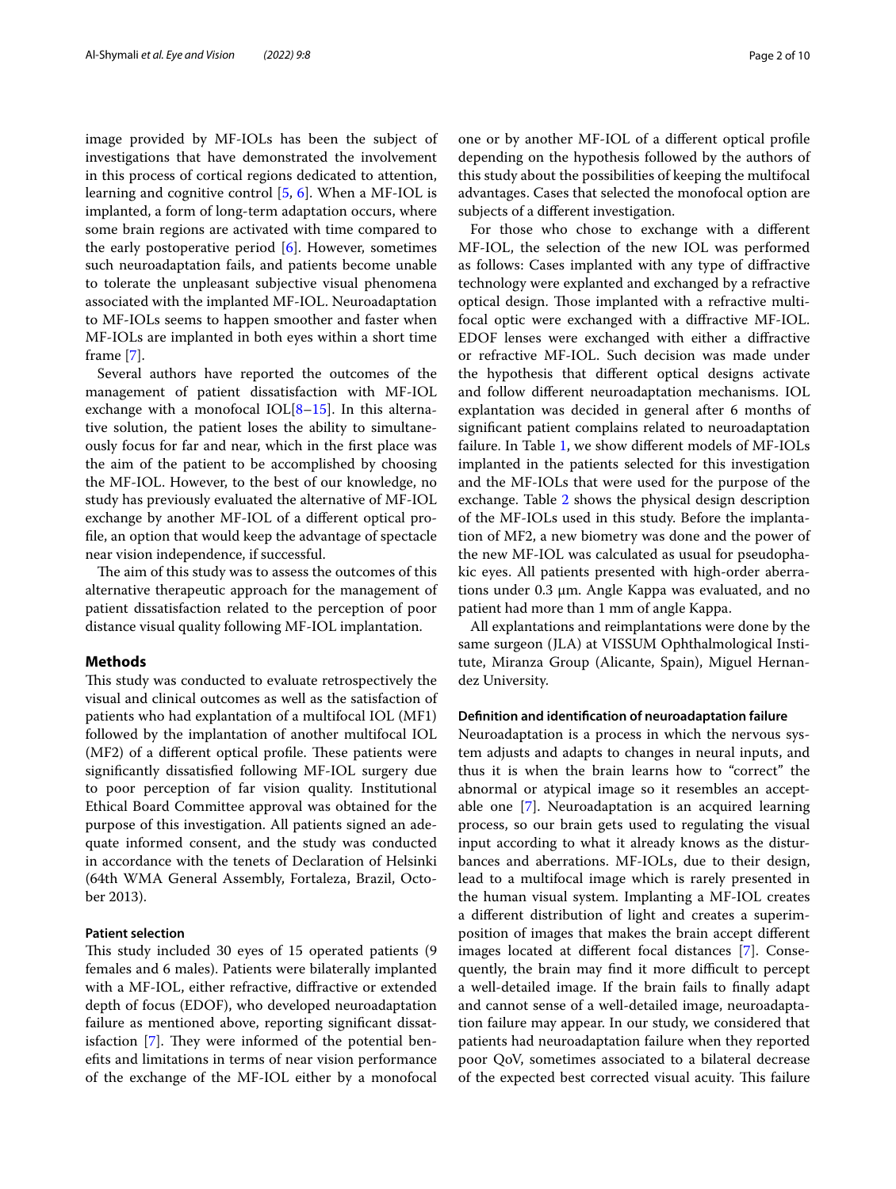image provided by MF-IOLs has been the subject of investigations that have demonstrated the involvement in this process of cortical regions dedicated to attention, learning and cognitive control [5, 6]. When a MF-IOL is implanted, a form of long-term adaptation occurs, where some brain regions are activated with time compared to the early postoperative period [6]. However, sometimes such neuroadaptation fails, and patients become unable to tolerate the unpleasant subjective visual phenomena associated with the implanted MF-IOL. Neuroadaptation to MF-IOLs seems to happen smoother and faster when MF-IOLs are implanted in both eyes within a short time frame [7].

Several authors have reported the outcomes of the management of patient dissatisfaction with MF-IOL exchange with a monofocal IOL[8–15]. In this alternative solution, the patient loses the ability to simultaneously focus for far and near, which in the first place was the aim of the patient to be accomplished by choosing the MF-IOL. However, to the best of our knowledge, no study has previously evaluated the alternative of MF-IOL exchange by another MF-IOL of a different optical profile, an option that would keep the advantage of spectacle near vision independence, if successful.

The aim of this study was to assess the outcomes of this alternative therapeutic approach for the management of patient dissatisfaction related to the perception of poor distance visual quality following MF-IOL implantation.

## Methods

This study was conducted to evaluate retrospectively the visual and clinical outcomes as well as the satisfaction of patients who had explantation of a multifocal IOL (MF1) followed by the implantation of another multifocal IOL (MF2) of a different optical profile. These patients were significantly dissatisfied following MF-IOL surgery due to poor perception of far vision quality. Institutional Ethical Board Committee approval was obtained for the purpose of this investigation. All patients signed an adequate informed consent, and the study was conducted in accordance with the tenets of Declaration of Helsinki (64th WMA General Assembly, Fortaleza, Brazil, October 2013).

### Patient selection

This study included 30 eyes of 15 operated patients (9 females and 6 males). Patients were bilaterally implanted with a MF-IOL, either refractive, diffractive or extended depth of focus (EDOF), who developed neuroadaptation failure as mentioned above, reporting significant dissatisfaction [7]. They were informed of the potential benefits and limitations in terms of near vision performance of the exchange of the MF-IOL either by a monofocal one or by another MF-IOL of a different optical profile depending on the hypothesis followed by the authors of this study about the possibilities of keeping the multifocal advantages. Cases that selected the monofocal option are subjects of a different investigation.

For those who chose to exchange with a different MF-IOL, the selection of the new IOL was performed as follows: Cases implanted with any type of diffractive technology were explanted and exchanged by a refractive optical design. Those implanted with a refractive multifocal optic were exchanged with a diffractive MF-IOL. EDOF lenses were exchanged with either a diffractive or refractive MF-IOL. Such decision was made under the hypothesis that different optical designs activate and follow different neuroadaptation mechanisms. IOL explantation was decided in general after 6 months of significant patient complains related to neuroadaptation failure. In Table 1, we show different models of MF-IOLs implanted in the patients selected for this investigation and the MF-IOLs that were used for the purpose of the exchange. Table 2 shows the physical design description of the MF-IOLs used in this study. Before the implantation of MF2, a new biometry was done and the power of the new MF-IOL was calculated as usual for pseudophakic eyes. All patients presented with high-order aberrations under 0.3 µm. Angle Kappa was evaluated, and no patient had more than 1 mm of angle Kappa.

All explantations and reimplantations were done by the same surgeon (JLA) at VISSUM Ophthalmological Institute, Miranza Group (Alicante, Spain), Miguel Hernandez University.

### Definition and identification of neuroadaptation failure

Neuroadaptation is a process in which the nervous system adjusts and adapts to changes in neural inputs, and thus it is when the brain learns how to "correct" the abnormal or atypical image so it resembles an acceptable one [7]. Neuroadaptation is an acquired learning process, so our brain gets used to regulating the visual input according to what it already knows as the disturbances and aberrations. MF-IOLs, due to their design, lead to a multifocal image which is rarely presented in the human visual system. Implanting a MF-IOL creates a different distribution of light and creates a superimposition of images that makes the brain accept different images located at different focal distances [7]. Consequently, the brain may find it more difficult to percept a well-detailed image. If the brain fails to finally adapt and cannot sense of a well-detailed image, neuroadaptation failure may appear. In our study, we considered that patients had neuroadaptation failure when they reported poor QoV, sometimes associated to a bilateral decrease of the expected best corrected visual acuity. This failure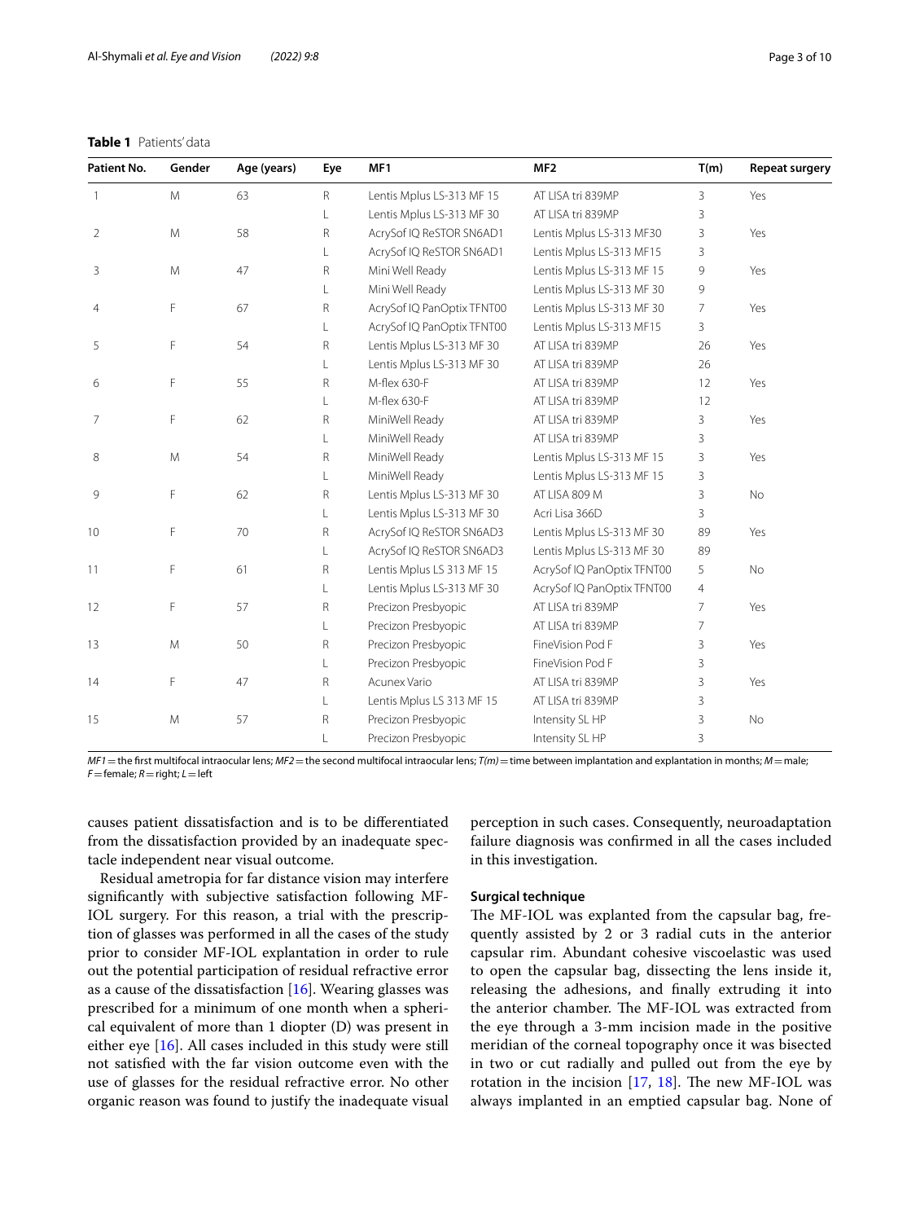**Table 1** Patients' data

| Patient No. | Gender | Age (years) | Eye | MF1 | MF2 | T(m) | Repeat surgery |
|---|---|---|---|---|---|---|---|
| 1 | M | 63 | R | Lentis Mplus LS-313 MF 15 | AT LISA tri 839MP | 3 | Yes |
| | | | L | Lentis Mplus LS-313 MF 30 | AT LISA tri 839MP | 3 | |
| 2 | M | 58 | R | AcrySof IQ ReSTOR SN6AD1 | Lentis Mplus LS-313 MF30 | 3 | Yes |
| | | | L | AcrySof IQ ReSTOR SN6AD1 | Lentis Mplus LS-313 MF15 | 3 | |
| 3 | M | 47 | R | Mini Well Ready | Lentis Mplus LS-313 MF 15 | 9 | Yes |
| | | | L | Mini Well Ready | Lentis Mplus LS-313 MF 30 | 9 | |
| 4 | F | 67 | R | AcrySof IQ PanOptix TFNT00 | Lentis Mplus LS-313 MF 30 | 7 | Yes |
| | | | L | AcrySof IQ PanOptix TFNT00 | Lentis Mplus LS-313 MF15 | 3 | |
| 5 | F | 54 | R | Lentis Mplus LS-313 MF 30 | AT LISA tri 839MP | 26 | Yes |
| | | | L | Lentis Mplus LS-313 MF 30 | AT LISA tri 839MP | 26 | |
| 6 | F | 55 | R | M-flex 630-F | AT LISA tri 839MP | 12 | Yes |
| | | | L | M-flex 630-F | AT LISA tri 839MP | 12 | |
| 7 | F | 62 | R | MiniWell Ready | AT LISA tri 839MP | 3 | Yes |
| | | | L | MiniWell Ready | AT LISA tri 839MP | 3 | |
| 8 | M | 54 | R | MiniWell Ready | Lentis Mplus LS-313 MF 15 | 3 | Yes |
| | | | L | MiniWell Ready | Lentis Mplus LS-313 MF 15 | 3 | |
| 9 | F | 62 | R | Lentis Mplus LS-313 MF 30 | AT LISA 809 M | 3 | No |
| | | | L | Lentis Mplus LS-313 MF 30 | Acri Lisa 366D | 3 | |
| 10 | F | 70 | R | AcrySof IQ ReSTOR SN6AD3 | Lentis Mplus LS-313 MF 30 | 89 | Yes |
| | | | L | AcrySof IQ ReSTOR SN6AD3 | Lentis Mplus LS-313 MF 30 | 89 | |
| 11 | F | 61 | R | Lentis Mplus LS 313 MF 15 | AcrySof IQ PanOptix TFNT00 | 5 | No |
| | | | L | Lentis Mplus LS-313 MF 30 | AcrySof IQ PanOptix TFNT00 | 4 | |
| 12 | F | 57 | R | Precizon Presbyopic | AT LISA tri 839MP | 7 | Yes |
| | | | L | Precizon Presbyopic | AT LISA tri 839MP | 7 | |
| 13 | M | 50 | R | Precizon Presbyopic | FineVision Pod F | 3 | Yes |
| | | | L | Precizon Presbyopic | FineVision Pod F | 3 | |
| 14 | F | 47 | R | Acunex Vario | AT LISA tri 839MP | 3 | Yes |
| | | | L | Lentis Mplus LS 313 MF 15 | AT LISA tri 839MP | 3 | |
| 15 | M | 57 | R | Precizon Presbyopic | Intensity SL HP | 3 | No |
| | | | L | Precizon Presbyopic | Intensity SL HP | 3 | |

*MF1* = the first multifocal intraocular lens; *MF2* = the second multifocal intraocular lens; *T(m)* = time between implantation and explantation in months; *M* = male; *F* = female; *R* = right; *L* = left

causes patient dissatisfaction and is to be differentiated from the dissatisfaction provided by an inadequate spectacle independent near visual outcome.

Residual ametropia for far distance vision may interfere significantly with subjective satisfaction following MF-IOL surgery. For this reason, a trial with the prescription of glasses was performed in all the cases of the study prior to consider MF-IOL explantation in order to rule out the potential participation of residual refractive error as a cause of the dissatisfaction [16]. Wearing glasses was prescribed for a minimum of one month when a spherical equivalent of more than 1 diopter (D) was present in either eye [16]. All cases included in this study were still not satisfied with the far vision outcome even with the use of glasses for the residual refractive error. No other organic reason was found to justify the inadequate visual perception in such cases. Consequently, neuroadaptation failure diagnosis was confirmed in all the cases included in this investigation.

### Surgical technique

The MF-IOL was explanted from the capsular bag, frequently assisted by 2 or 3 radial cuts in the anterior capsular rim. Abundant cohesive viscoelastic was used to open the capsular bag, dissecting the lens inside it, releasing the adhesions, and finally extruding it into the anterior chamber. The MF-IOL was extracted from the eye through a 3-mm incision made in the positive meridian of the corneal topography once it was bisected in two or cut radially and pulled out from the eye by rotation in the incision [17, 18]. The new MF-IOL was always implanted in an emptied capsular bag. None of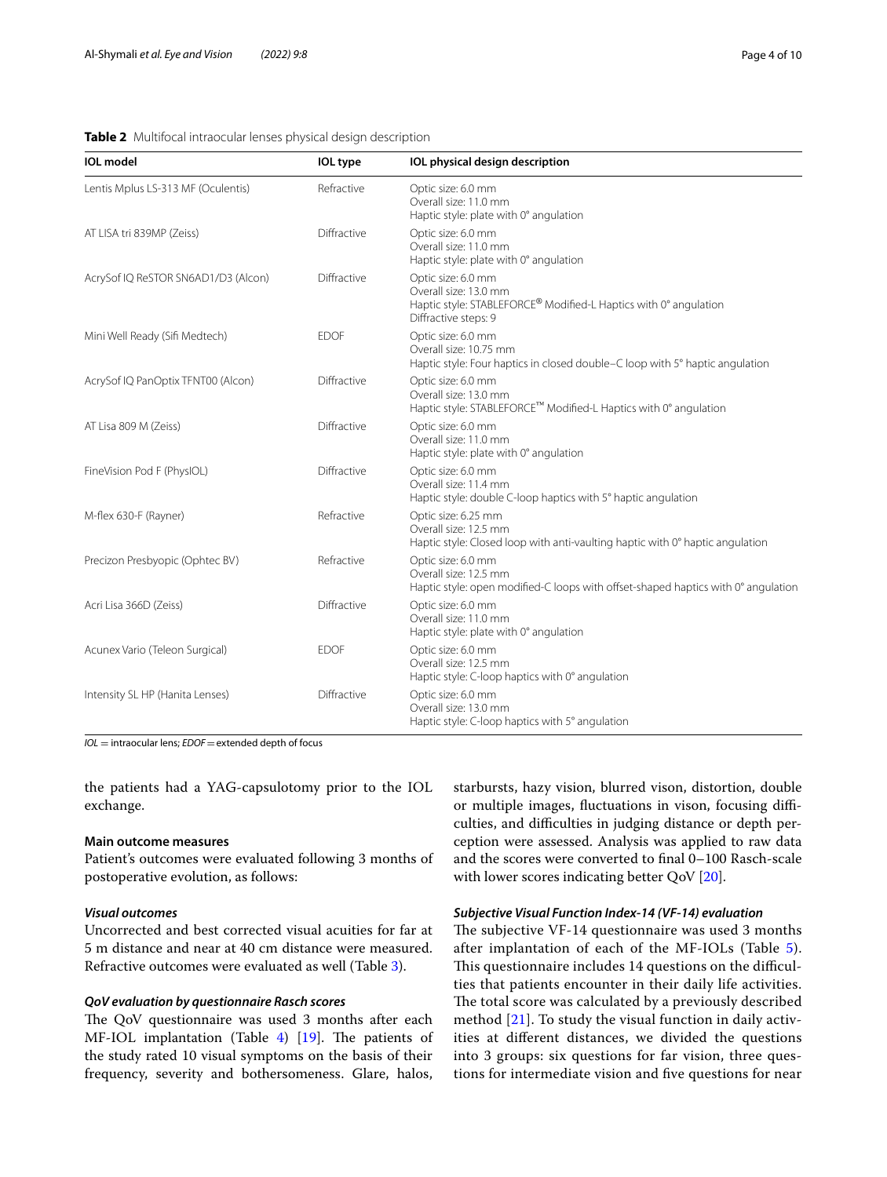**Table 2** Multifocal intraocular lenses physical design description

| IOL model | IOL type | IOL physical design description |
|---|---|---|
| Lentis Mplus LS-313 MF (Oculentis) | Refractive | Optic size: 6.0 mm<br>Overall size: 11.0 mm<br>Haptic style: plate with 0° angulation |
| AT LISA tri 839MP (Zeiss) | Diffractive | Optic size: 6.0 mm<br>Overall size: 11.0 mm<br>Haptic style: plate with 0° angulation |
| AcrySof IQ ReSTOR SN6AD1/D3 (Alcon) | Diffractive | Optic size: 6.0 mm<br>Overall size: 13.0 mm<br>Haptic style: STABLEFORCE® Modified-L Haptics with 0° angulation<br>Diffractive steps: 9 |
| Mini Well Ready (Sifi Medtech) | EDOF | Optic size: 6.0 mm<br>Overall size: 10.75 mm<br>Haptic style: Four haptics in closed double–C loop with 5° haptic angulation |
| AcrySof IQ PanOptix TFNT00 (Alcon) | Diffractive | Optic size: 6.0 mm<br>Overall size: 13.0 mm<br>Haptic style: STABLEFORCE™ Modified-L Haptics with 0° angulation |
| AT Lisa 809 M (Zeiss) | Diffractive | Optic size: 6.0 mm<br>Overall size: 11.0 mm<br>Haptic style: plate with 0° angulation |
| FineVision Pod F (PhysIOL) | Diffractive | Optic size: 6.0 mm<br>Overall size: 11.4 mm<br>Haptic style: double C-loop haptics with 5° haptic angulation |
| M-flex 630-F (Rayner) | Refractive | Optic size: 6.25 mm<br>Overall size: 12.5 mm<br>Haptic style: Closed loop with anti-vaulting haptic with 0° haptic angulation |
| Precizon Presbyopic (Ophtec BV) | Refractive | Optic size: 6.0 mm<br>Overall size: 12.5 mm<br>Haptic style: open modified-C loops with offset-shaped haptics with 0° angulation |
| Acri Lisa 366D (Zeiss) | Diffractive | Optic size: 6.0 mm<br>Overall size: 11.0 mm<br>Haptic style: plate with 0° angulation |
| Acunex Vario (Teleon Surgical) | EDOF | Optic size: 6.0 mm<br>Overall size: 12.5 mm<br>Haptic style: C-loop haptics with 0° angulation |
| Intensity SL HP (Hanita Lenses) | Diffractive | Optic size: 6.0 mm<br>Overall size: 13.0 mm<br>Haptic style: C-loop haptics with 5° angulation |

*IOL* = intraocular lens; *EDOF* = extended depth of focus

the patients had a YAG-capsulotomy prior to the IOL exchange.

### Main outcome measures

Patient's outcomes were evaluated following 3 months of postoperative evolution, as follows:

#### *Visual outcomes*

Uncorrected and best corrected visual acuities for far at 5 m distance and near at 40 cm distance were measured. Refractive outcomes were evaluated as well (Table 3).

#### *QoV evaluation by questionnaire Rasch scores*

The QoV questionnaire was used 3 months after each MF-IOL implantation (Table 4) [19]. The patients of the study rated 10 visual symptoms on the basis of their frequency, severity and bothersomeness. Glare, halos, starbursts, hazy vision, blurred vison, distortion, double or multiple images, fluctuations in vison, focusing difficulties, and difficulties in judging distance or depth perception were assessed. Analysis was applied to raw data and the scores were converted to final 0–100 Rasch-scale with lower scores indicating better QoV [20].

#### *Subjective Visual Function Index-14 (VF-14) evaluation*

The subjective VF-14 questionnaire was used 3 months after implantation of each of the MF-IOLs (Table 5). This questionnaire includes 14 questions on the difficulties that patients encounter in their daily life activities. The total score was calculated by a previously described method [21]. To study the visual function in daily activities at different distances, we divided the questions into 3 groups: six questions for far vision, three questions for intermediate vision and five questions for near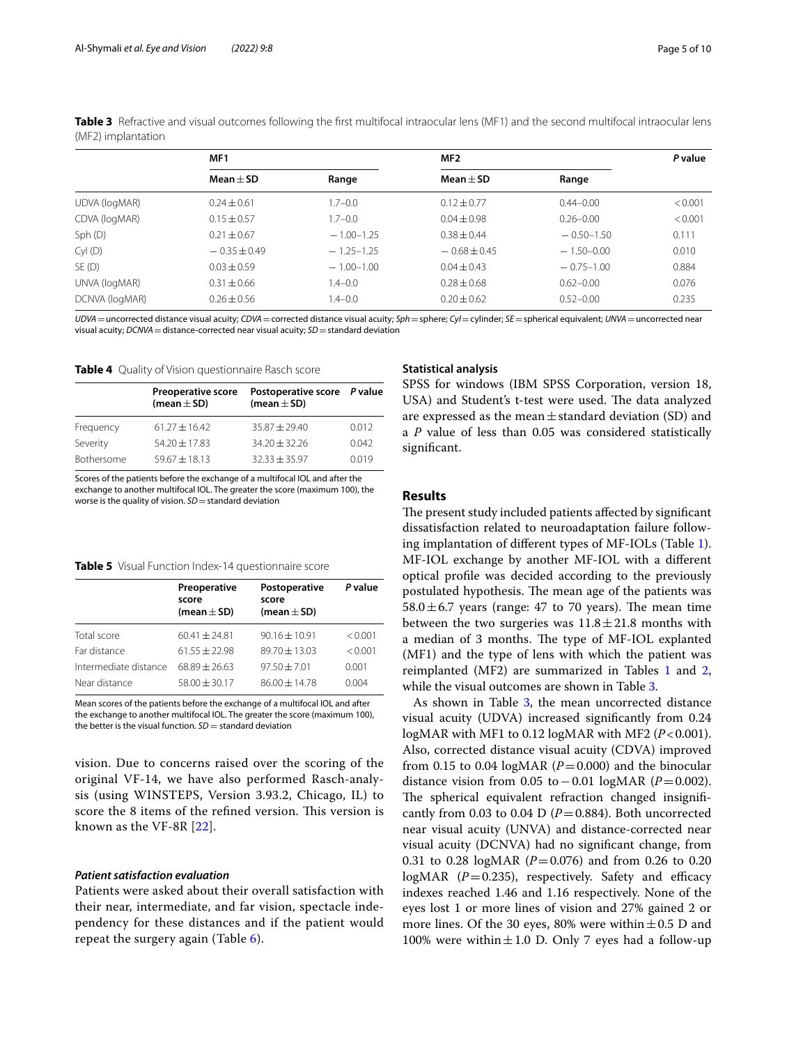**Table 3** Refractive and visual outcomes following the first multifocal intraocular lens (MF1) and the second multifocal intraocular lens (MF2) implantation

| | MF1 | | MF2 | | *P* value |
|---|---|---|---|---|---|
| | Mean ± SD | Range | Mean ± SD | Range | |
| UDVA (logMAR) | 0.24 ± 0.61 | 1.7–0.0 | 0.12 ± 0.77 | 0.44–0.00 | < 0.001 |
| CDVA (logMAR) | 0.15 ± 0.57 | 1.7–0.0 | 0.04 ± 0.98 | 0.26–0.00 | < 0.001 |
| Sph (D) | 0.21 ± 0.67 | − 1.00–1.25 | 0.38 ± 0.44 | − 0.50–1.50 | 0.111 |
| Cyl (D) | − 0.35 ± 0.49 | − 1.25–1.25 | − 0.68 ± 0.45 | − 1.50–0.00 | 0.010 |
| SE (D) | 0.03 ± 0.59 | − 1.00–1.00 | 0.04 ± 0.43 | − 0.75–1.00 | 0.884 |
| UNVA (logMAR) | 0.31 ± 0.66 | 1.4–0.0 | 0.28 ± 0.68 | 0.62–0.00 | 0.076 |
| DCNVA (logMAR) | 0.26 ± 0.56 | 1.4–0.0 | 0.20 ± 0.62 | 0.52–0.00 | 0.235 |

*UDVA* = uncorrected distance visual acuity; *CDVA* = corrected distance visual acuity; *Sph* = sphere; *Cyl* = cylinder; *SE* = spherical equivalent; *UNVA* = uncorrected near visual acuity; *DCNVA* = distance-corrected near visual acuity; *SD* = standard deviation

**Table 4** Quality of Vision questionnaire Rasch score

| | Preoperative score (mean ± SD) | Postoperative score (mean ± SD) | *P* value |
|---|---|---|---|
| Frequency | 61.27 ± 16.42 | 35.87 ± 29.40 | 0.012 |
| Severity | 54.20 ± 17.83 | 34.20 ± 32.26 | 0.042 |
| Bothersome | 59.67 ± 18.13 | 32.33 ± 35.97 | 0.019 |

Scores of the patients before the exchange of a multifocal IOL and after the exchange to another multifocal IOL. The greater the score (maximum 100), the worse is the quality of vision. *SD* = standard deviation

**Table 5** Visual Function Index-14 questionnaire score

| | Preoperative score (mean ± SD) | Postoperative score (mean ± SD) | *P* value |
|---|---|---|---|
| Total score | 60.41 ± 24.81 | 90.16 ± 10.91 | < 0.001 |
| Far distance | 61.55 ± 22.98 | 89.70 ± 13.03 | < 0.001 |
| Intermediate distance | 68.89 ± 26.63 | 97.50 ± 7.01 | 0.001 |
| Near distance | 58.00 ± 30.17 | 86.00 ± 14.78 | 0.004 |

Mean scores of the patients before the exchange of a multifocal IOL and after the exchange to another multifocal IOL. The greater the score (maximum 100), the better is the visual function. *SD* = standard deviation

vision. Due to concerns raised over the scoring of the original VF-14, we have also performed Rasch-analysis (using WINSTEPS, Version 3.93.2, Chicago, IL) to score the 8 items of the refined version. This version is known as the VF-8R [22].

#### *Patient satisfaction evaluation*

Patients were asked about their overall satisfaction with their near, intermediate, and far vision, spectacle independency for these distances and if the patient would repeat the surgery again (Table 6).

### Statistical analysis

SPSS for windows (IBM SPSS Corporation, version 18, USA) and Student's t-test were used. The data analyzed are expressed as the mean ± standard deviation (SD) and a *P* value of less than 0.05 was considered statistically significant.

## Results

The present study included patients affected by significant dissatisfaction related to neuroadaptation failure following implantation of different types of MF-IOLs (Table 1). MF-IOL exchange by another MF-IOL with a different optical profile was decided according to the previously postulated hypothesis. The mean age of the patients was 58.0 ± 6.7 years (range: 47 to 70 years). The mean time between the two surgeries was 11.8 ± 21.8 months with a median of 3 months. The type of MF-IOL explanted (MF1) and the type of lens with which the patient was reimplanted (MF2) are summarized in Tables 1 and 2, while the visual outcomes are shown in Table 3.

As shown in Table 3, the mean uncorrected distance visual acuity (UDVA) increased significantly from 0.24 logMAR with MF1 to 0.12 logMAR with MF2 ($P < 0.001$). Also, corrected distance visual acuity (CDVA) improved from 0.15 to 0.04 logMAR ($P = 0.000$) and the binocular distance vision from 0.05 to − 0.01 logMAR ($P = 0.002$). The spherical equivalent refraction changed insignificantly from 0.03 to 0.04 D ($P = 0.884$). Both uncorrected near visual acuity (UNVA) and distance-corrected near visual acuity (DCNVA) had no significant change, from 0.31 to 0.28 logMAR ($P = 0.076$) and from 0.26 to 0.20 logMAR ($P = 0.235$), respectively. Safety and efficacy indexes reached 1.46 and 1.16 respectively. None of the eyes lost 1 or more lines of vision and 27% gained 2 or more lines. Of the 30 eyes, 80% were within ± 0.5 D and 100% were within ± 1.0 D. Only 7 eyes had a follow-up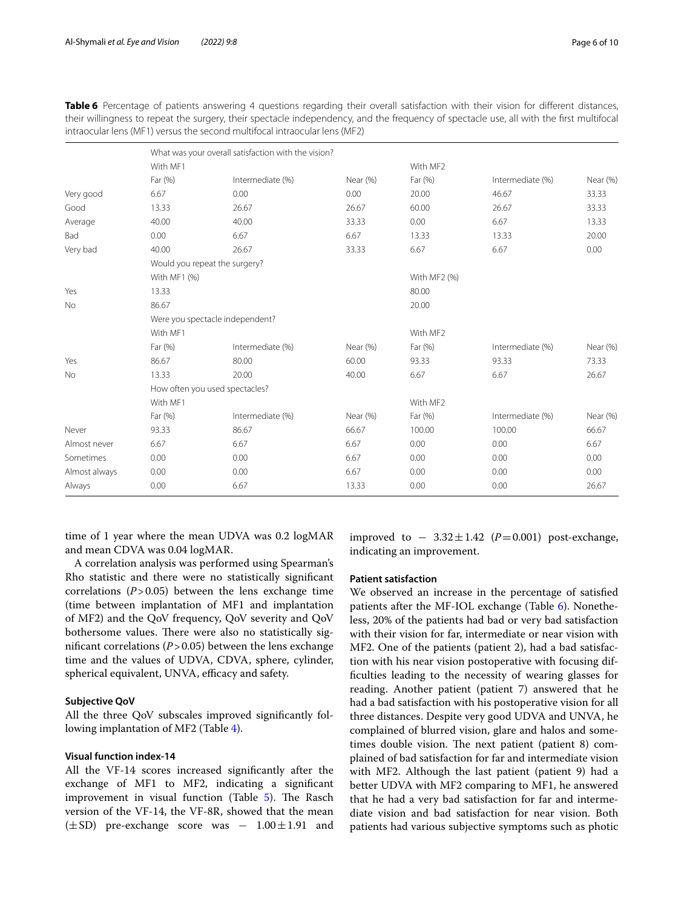**Table 6** Percentage of patients answering 4 questions regarding their overall satisfaction with their vision for different distances, their willingness to repeat the surgery, their spectacle independency, and the frequency of spectacle use, all with the first multifocal intraocular lens (MF1) versus the second multifocal intraocular lens (MF2)

| | What was your overall satisfaction with the vision? | | | | | |
|---|---|---|---|---|---|---|
| | With MF1 | | | With MF2 | | |
| | Far (%) | Intermediate (%) | Near (%) | Far (%) | Intermediate (%) | Near (%) |
| Very good | 6.67 | 0.00 | 0.00 | 20.00 | 46.67 | 33.33 |
| Good | 13.33 | 26.67 | 26.67 | 60.00 | 26.67 | 33.33 |
| Average | 40.00 | 40.00 | 33.33 | 0.00 | 6.67 | 13.33 |
| Bad | 0.00 | 6.67 | 6.67 | 13.33 | 13.33 | 20.00 |
| Very bad | 40.00 | 26.67 | 33.33 | 6.67 | 6.67 | 0.00 |
| | Would you repeat the surgery? | | | | | |
| | With MF1 (%) | | | With MF2 (%) | | |
| Yes | 13.33 | | | 80.00 | | |
| No | 86.67 | | | 20.00 | | |
| | Were you spectacle independent? | | | | | |
| | With MF1 | | | With MF2 | | |
| | Far (%) | Intermediate (%) | Near (%) | Far (%) | Intermediate (%) | Near (%) |
| Yes | 86.67 | 80.00 | 60.00 | 93.33 | 93.33 | 73.33 |
| No | 13.33 | 20.00 | 40.00 | 6.67 | 6.67 | 26.67 |
| | How often you used spectacles? | | | | | |
| | With MF1 | | | With MF2 | | |
| | Far (%) | Intermediate (%) | Near (%) | Far (%) | Intermediate (%) | Near (%) |
| Never | 93.33 | 86.67 | 66.67 | 100.00 | 100.00 | 66.67 |
| Almost never | 6.67 | 6.67 | 6.67 | 0.00 | 0.00 | 6.67 |
| Sometimes | 0.00 | 0.00 | 6.67 | 0.00 | 0.00 | 0.00 |
| Almost always | 0.00 | 0.00 | 6.67 | 0.00 | 0.00 | 0.00 |
| Always | 0.00 | 6.67 | 13.33 | 0.00 | 0.00 | 26.67 |

time of 1 year where the mean UDVA was 0.2 logMAR and mean CDVA was 0.04 logMAR.

A correlation analysis was performed using Spearman's Rho statistic and there were no statistically significant correlations ($P > 0.05$) between the lens exchange time (time between implantation of MF1 and implantation of MF2) and the QoV frequency, QoV severity and QoV bothersome values. There were also no statistically significant correlations ($P > 0.05$) between the lens exchange time and the values of UDVA, CDVA, sphere, cylinder, spherical equivalent, UNVA, efficacy and safety.

### Subjective QoV

All the three QoV subscales improved significantly following implantation of MF2 (Table 4).

### Visual function index-14

All the VF-14 scores increased significantly after the exchange of MF1 to MF2, indicating a significant improvement in visual function (Table 5). The Rasch version of the VF-14, the VF-8R, showed that the mean ($\pm$SD) pre-exchange score was $-1.00 \pm 1.91$ and improved to $-3.32 \pm 1.42$ ($P = 0.001$) post-exchange, indicating an improvement.

### Patient satisfaction

We observed an increase in the percentage of satisfied patients after the MF-IOL exchange (Table 6). Nonetheless, 20% of the patients had bad or very bad satisfaction with their vision for far, intermediate or near vision with MF2. One of the patients (patient 2), had a bad satisfaction with his near vision postoperative with focusing difficulties leading to the necessity of wearing glasses for reading. Another patient (patient 7) answered that he had a bad satisfaction with his postoperative vision for all three distances. Despite very good UDVA and UNVA, he complained of blurred vision, glare and halos and sometimes double vision. The next patient (patient 8) complained of bad satisfaction for far and intermediate vision with MF2. Although the last patient (patient 9) had a better UDVA with MF2 comparing to MF1, he answered that he had a very bad satisfaction for far and intermediate vision and bad satisfaction for near vision. Both patients had various subjective symptoms such as photic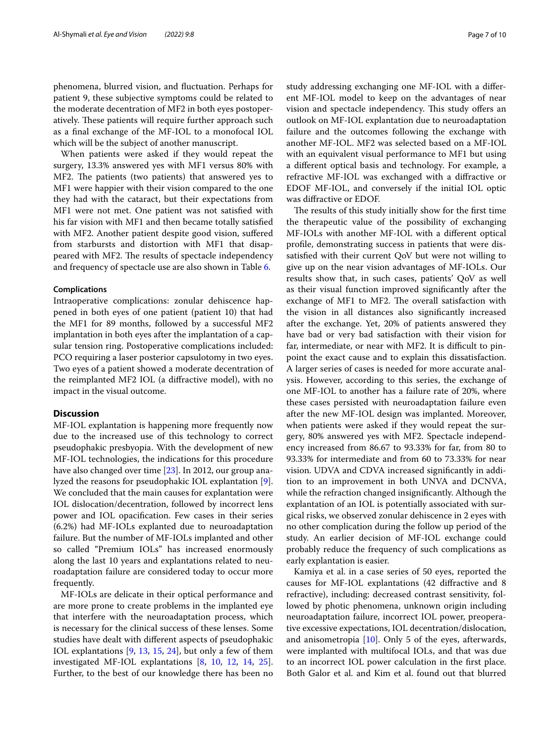phenomena, blurred vision, and fluctuation. Perhaps for patient 9, these subjective symptoms could be related to the moderate decentration of MF2 in both eyes postoperatively. These patients will require further approach such as a final exchange of the MF-IOL to a monofocal IOL which will be the subject of another manuscript.

When patients were asked if they would repeat the surgery, 13.3% answered yes with MF1 versus 80% with MF2. The patients (two patients) that answered yes to MF1 were happier with their vision compared to the one they had with the cataract, but their expectations from MF1 were not met. One patient was not satisfied with his far vision with MF1 and then became totally satisfied with MF2. Another patient despite good vision, suffered from starbursts and distortion with MF1 that disappeared with MF2. The results of spectacle independency and frequency of spectacle use are also shown in Table 6.

#### Complications

Intraoperative complications: zonular dehiscence happened in both eyes of one patient (patient 10) that had the MF1 for 89 months, followed by a successful MF2 implantation in both eyes after the implantation of a capsular tension ring. Postoperative complications included: PCO requiring a laser posterior capsulotomy in two eyes. Two eyes of a patient showed a moderate decentration of the reimplanted MF2 IOL (a diffractive model), with no impact in the visual outcome.

## Discussion

MF-IOL explantation is happening more frequently now due to the increased use of this technology to correct pseudophakic presbyopia. With the development of new MF-IOL technologies, the indications for this procedure have also changed over time [23]. In 2012, our group analyzed the reasons for pseudophakic IOL explantation [9]. We concluded that the main causes for explantation were IOL dislocation/decentration, followed by incorrect lens power and IOL opacification. Few cases in their series (6.2%) had MF-IOLs explanted due to neuroadaptation failure. But the number of MF-IOLs implanted and other so called "Premium IOLs" has increased enormously along the last 10 years and explantations related to neuroadaptation failure are considered today to occur more frequently.

MF-IOLs are delicate in their optical performance and are more prone to create problems in the implanted eye that interfere with the neuroadaptation process, which is necessary for the clinical success of these lenses. Some studies have dealt with different aspects of pseudophakic IOL explantations [9, 13, 15, 24], but only a few of them investigated MF-IOL explantations [8, 10, 12, 14, 25]. Further, to the best of our knowledge there has been no study addressing exchanging one MF-IOL with a different MF-IOL model to keep on the advantages of near vision and spectacle independency. This study offers an outlook on MF-IOL explantation due to neuroadaptation failure and the outcomes following the exchange with another MF-IOL. MF2 was selected based on a MF-IOL with an equivalent visual performance to MF1 but using a different optical basis and technology. For example, a refractive MF-IOL was exchanged with a diffractive or EDOF MF-IOL, and conversely if the initial IOL optic was diffractive or EDOF.

The results of this study initially show for the first time the therapeutic value of the possibility of exchanging MF-IOLs with another MF-IOL with a different optical profile, demonstrating success in patients that were dissatisfied with their current QoV but were not willing to give up on the near vision advantages of MF-IOLs. Our results show that, in such cases, patients' QoV as well as their visual function improved significantly after the exchange of MF1 to MF2. The overall satisfaction with the vision in all distances also significantly increased after the exchange. Yet, 20% of patients answered they have bad or very bad satisfaction with their vision for far, intermediate, or near with MF2. It is difficult to pinpoint the exact cause and to explain this dissatisfaction. A larger series of cases is needed for more accurate analysis. However, according to this series, the exchange of one MF-IOL to another has a failure rate of 20%, where these cases persisted with neuroadaptation failure even after the new MF-IOL design was implanted. Moreover, when patients were asked if they would repeat the surgery, 80% answered yes with MF2. Spectacle independency increased from 86.67 to 93.33% for far, from 80 to 93.33% for intermediate and from 60 to 73.33% for near vision. UDVA and CDVA increased significantly in addition to an improvement in both UNVA and DCNVA, while the refraction changed insignificantly. Although the explantation of an IOL is potentially associated with surgical risks, we observed zonular dehiscence in 2 eyes with no other complication during the follow up period of the study. An earlier decision of MF-IOL exchange could probably reduce the frequency of such complications as early explantation is easier.

Kamiya et al. in a case series of 50 eyes, reported the causes for MF-IOL explantations (42 diffractive and 8 refractive), including: decreased contrast sensitivity, followed by photic phenomena, unknown origin including neuroadaptation failure, incorrect IOL power, preoperative excessive expectations, IOL decentration/dislocation, and anisometropia [10]. Only 5 of the eyes, afterwards, were implanted with multifocal IOLs, and that was due to an incorrect IOL power calculation in the first place. Both Galor et al. and Kim et al. found out that blurred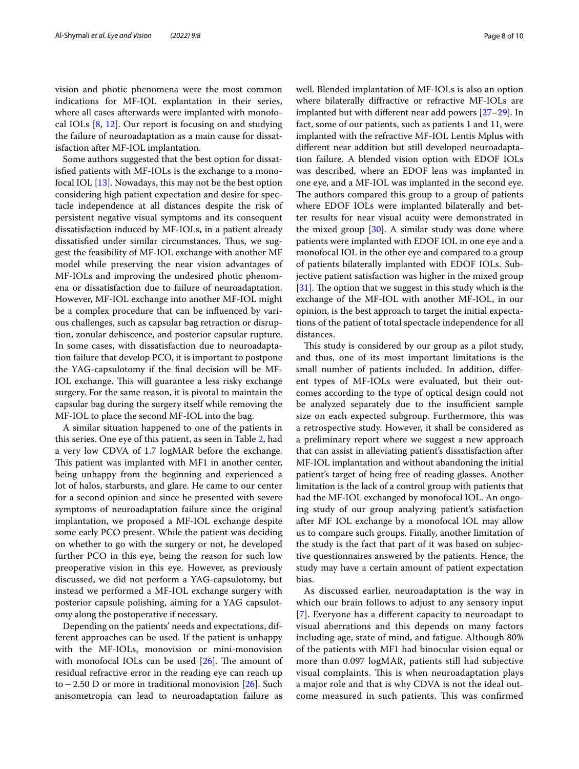vision and photic phenomena were the most common indications for MF-IOL explantation in their series, where all cases afterwards were implanted with monofocal IOLs [8, 12]. Our report is focusing on and studying the failure of neuroadaptation as a main cause for dissatisfaction after MF-IOL implantation.

Some authors suggested that the best option for dissatisfied patients with MF-IOLs is the exchange to a monofocal IOL [13]. Nowadays, this may not be the best option considering high patient expectation and desire for spectacle independence at all distances despite the risk of persistent negative visual symptoms and its consequent dissatisfaction induced by MF-IOLs, in a patient already dissatisfied under similar circumstances. Thus, we suggest the feasibility of MF-IOL exchange with another MF model while preserving the near vision advantages of MF-IOLs and improving the undesired photic phenomena or dissatisfaction due to failure of neuroadaptation. However, MF-IOL exchange into another MF-IOL might be a complex procedure that can be influenced by various challenges, such as capsular bag retraction or disruption, zonular dehiscence, and posterior capsular rupture. In some cases, with dissatisfaction due to neuroadaptation failure that develop PCO, it is important to postpone the YAG-capsulotomy if the final decision will be MF-IOL exchange. This will guarantee a less risky exchange surgery. For the same reason, it is pivotal to maintain the capsular bag during the surgery itself while removing the MF-IOL to place the second MF-IOL into the bag.

A similar situation happened to one of the patients in this series. One eye of this patient, as seen in Table 2, had a very low CDVA of 1.7 logMAR before the exchange. This patient was implanted with MF1 in another center, being unhappy from the beginning and experienced a lot of halos, starbursts, and glare. He came to our center for a second opinion and since he presented with severe symptoms of neuroadaptation failure since the original implantation, we proposed a MF-IOL exchange despite some early PCO present. While the patient was deciding on whether to go with the surgery or not, he developed further PCO in this eye, being the reason for such low preoperative vision in this eye. However, as previously discussed, we did not perform a YAG-capsulotomy, but instead we performed a MF-IOL exchange surgery with posterior capsule polishing, aiming for a YAG capsulotomy along the postoperative if necessary.

Depending on the patients' needs and expectations, different approaches can be used. If the patient is unhappy with the MF-IOLs, monovision or mini-monovision with monofocal IOLs can be used [26]. The amount of residual refractive error in the reading eye can reach up to −2.50 D or more in traditional monovision [26]. Such anisometropia can lead to neuroadaptation failure as well. Blended implantation of MF-IOLs is also an option where bilaterally diffractive or refractive MF-IOLs are implanted but with different near add powers [27–29]. In fact, some of our patients, such as patients 1 and 11, were implanted with the refractive MF-IOL Lentis Mplus with different near addition but still developed neuroadaptation failure. A blended vision option with EDOF IOLs was described, where an EDOF lens was implanted in one eye, and a MF-IOL was implanted in the second eye. The authors compared this group to a group of patients where EDOF IOLs were implanted bilaterally and better results for near visual acuity were demonstrated in the mixed group [30]. A similar study was done where patients were implanted with EDOF IOL in one eye and a monofocal IOL in the other eye and compared to a group of patients bilaterally implanted with EDOF IOLs. Subjective patient satisfaction was higher in the mixed group [31]. The option that we suggest in this study which is the exchange of the MF-IOL with another MF-IOL, in our opinion, is the best approach to target the initial expectations of the patient of total spectacle independence for all distances.

This study is considered by our group as a pilot study, and thus, one of its most important limitations is the small number of patients included. In addition, different types of MF-IOLs were evaluated, but their outcomes according to the type of optical design could not be analyzed separately due to the insufficient sample size on each expected subgroup. Furthermore, this was a retrospective study. However, it shall be considered as a preliminary report where we suggest a new approach that can assist in alleviating patient's dissatisfaction after MF-IOL implantation and without abandoning the initial patient's target of being free of reading glasses. Another limitation is the lack of a control group with patients that had the MF-IOL exchanged by monofocal IOL. An ongoing study of our group analyzing patient's satisfaction after MF IOL exchange by a monofocal IOL may allow us to compare such groups. Finally, another limitation of the study is the fact that part of it was based on subjective questionnaires answered by the patients. Hence, the study may have a certain amount of patient expectation bias.

As discussed earlier, neuroadaptation is the way in which our brain follows to adjust to any sensory input [7]. Everyone has a different capacity to neuroadapt to visual aberrations and this depends on many factors including age, state of mind, and fatigue. Although 80% of the patients with MF1 had binocular vision equal or more than 0.097 logMAR, patients still had subjective visual complaints. This is when neuroadaptation plays a major role and that is why CDVA is not the ideal outcome measured in such patients. This was confirmed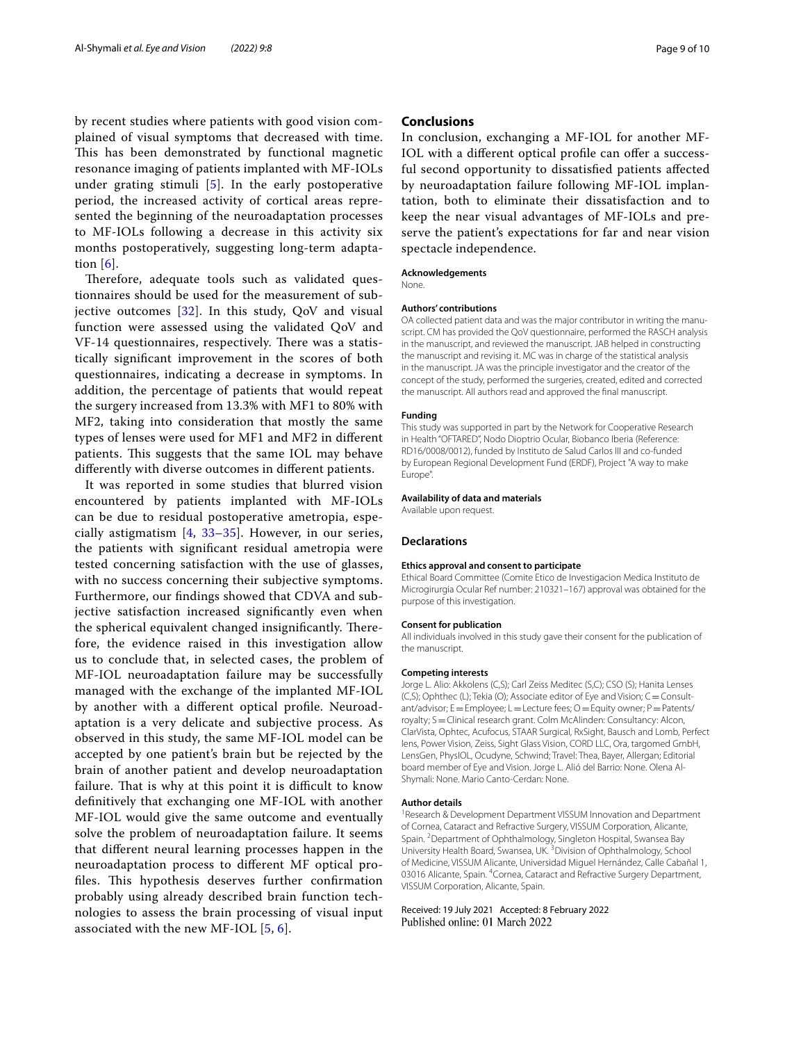by recent studies where patients with good vision complained of visual symptoms that decreased with time. This has been demonstrated by functional magnetic resonance imaging of patients implanted with MF-IOLs under grating stimuli [5]. In the early postoperative period, the increased activity of cortical areas represented the beginning of the neuroadaptation processes to MF-IOLs following a decrease in this activity six months postoperatively, suggesting long-term adaptation [6].

Therefore, adequate tools such as validated questionnaires should be used for the measurement of subjective outcomes [32]. In this study, QoV and visual function were assessed using the validated QoV and VF-14 questionnaires, respectively. There was a statistically significant improvement in the scores of both questionnaires, indicating a decrease in symptoms. In addition, the percentage of patients that would repeat the surgery increased from 13.3% with MF1 to 80% with MF2, taking into consideration that mostly the same types of lenses were used for MF1 and MF2 in different patients. This suggests that the same IOL may behave differently with diverse outcomes in different patients.

It was reported in some studies that blurred vision encountered by patients implanted with MF-IOLs can be due to residual postoperative ametropia, especially astigmatism [4, 33–35]. However, in our series, the patients with significant residual ametropia were tested concerning satisfaction with the use of glasses, with no success concerning their subjective symptoms. Furthermore, our findings showed that CDVA and subjective satisfaction increased significantly even when the spherical equivalent changed insignificantly. Therefore, the evidence raised in this investigation allow us to conclude that, in selected cases, the problem of MF-IOL neuroadaptation failure may be successfully managed with the exchange of the implanted MF-IOL by another with a different optical profile. Neuroadaptation is a very delicate and subjective process. As observed in this study, the same MF-IOL model can be accepted by one patient's brain but be rejected by the brain of another patient and develop neuroadaptation failure. That is why at this point it is difficult to know definitively that exchanging one MF-IOL with another MF-IOL would give the same outcome and eventually solve the problem of neuroadaptation failure. It seems that different neural learning processes happen in the neuroadaptation process to different MF optical profiles. This hypothesis deserves further confirmation probably using already described brain function technologies to assess the brain processing of visual input associated with the new MF-IOL [5, 6].

## Conclusions

In conclusion, exchanging a MF-IOL for another MF-IOL with a different optical profile can offer a successful second opportunity to dissatisfied patients affected by neuroadaptation failure following MF-IOL implantation, both to eliminate their dissatisfaction and to keep the near visual advantages of MF-IOLs and preserve the patient's expectations for far and near vision spectacle independence.

#### Acknowledgements

None.

#### Authors' contributions

OA collected patient data and was the major contributor in writing the manuscript. CM has provided the QoV questionnaire, performed the RASCH analysis in the manuscript, and reviewed the manuscript. JAB helped in constructing the manuscript and revising it. MC was in charge of the statistical analysis in the manuscript. JA was the principle investigator and the creator of the concept of the study, performed the surgeries, created, edited and corrected the manuscript. All authors read and approved the final manuscript.

#### Funding

This study was supported in part by the Network for Cooperative Research in Health "OFTARED", Nodo Dioptrio Ocular, Biobanco Iberia (Reference: RD16/0008/0012), funded by Instituto de Salud Carlos III and co-funded by European Regional Development Fund (ERDF), Project "A way to make Europe".

#### Availability of data and materials

Available upon request.

## Declarations

#### Ethics approval and consent to participate

Ethical Board Committee (Comite Etico de Investigacion Medica Instituto de Microgirurgia Ocular Ref number: 210321–167) approval was obtained for the purpose of this investigation.

#### Consent for publication

All individuals involved in this study gave their consent for the publication of the manuscript.

#### Competing interests

Jorge L. Alio: Akkolens (C,S); Carl Zeiss Meditec (S,C); CSO (S); Hanita Lenses (C,S); Ophthec (L); Tekia (O); Associate editor of Eye and Vision; C = Consultant/advisor; E = Employee; L = Lecture fees; O = Equity owner; P = Patents/royalty; S = Clinical research grant. Colm McAlinden: Consultancy: Alcon, ClarVista, Ophtec, Acufocus, STAAR Surgical, RxSight, Bausch and Lomb, Perfect lens, Power Vision, Zeiss, Sight Glass Vision, CORD LLC, Ora, targomed GmbH, LensGen, PhysIOL, Ocudyne, Schwind; Travel: Thea, Bayer, Allergan; Editorial board member of Eye and Vision. Jorge L. Alió del Barrio: None. Olena Al-Shymali: None. Mario Canto-Cerdan: None.

#### Author details

[1] Research & Development Department VISSUM Innovation and Department of Cornea, Cataract and Refractive Surgery, VISSUM Corporation, Alicante, Spain. [2] Department of Ophthalmology, Singleton Hospital, Swansea Bay University Health Board, Swansea, UK. [3] Division of Ophthalmology, School of Medicine, VISSUM Alicante, Universidad Miguel Hernández, Calle Cabañal 1, 03016 Alicante, Spain. [4] Cornea, Cataract and Refractive Surgery Department, VISSUM Corporation, Alicante, Spain.

Received: 19 July 2021 Accepted: 8 February 2022
Published online: 01 March 2022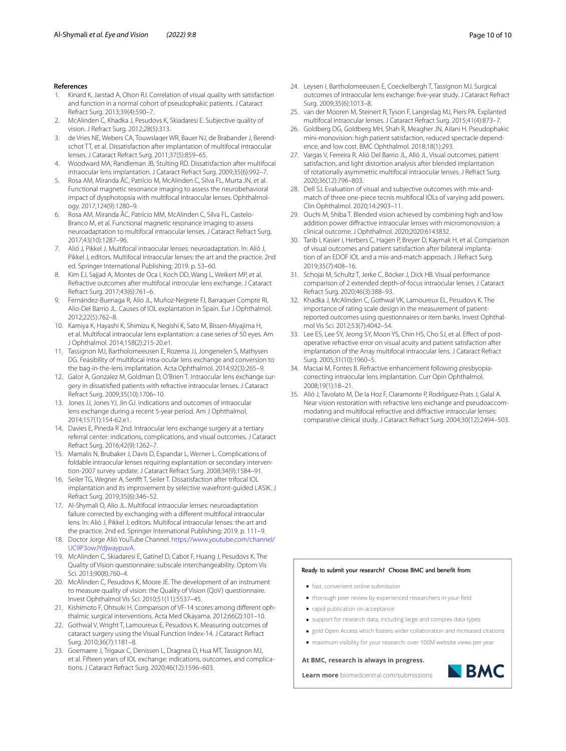## References

1. Kinard K, Jarstad A, Olson RJ. Correlation of visual quality with satisfaction and function in a normal cohort of pseudophakic patients. J Cataract Refract Surg. 2013;39(4):590–7.
2. McAlinden C, Khadka J, Pesudovs K, Skiadaresi E. Subjective quality of vision. J Refract Surg. 2012;28(5):313.
3. de Vries NE, Webers CA, Touwslager WR, Bauer NJ, de Brabander J, Berendschot TT, et al. Dissatisfaction after implantation of multifocal intraocular lenses. J Cataract Refract Surg. 2011;37(5):859–65.
4. Woodward MA, Randleman JB, Stulting RD. Dissatisfaction after multifocal intraocular lens implantation. J Cataract Refract Surg. 2009;35(6):992–7.
5. Rosa AM, Miranda ÂC, Patrício M, McAlinden C, Silva FL, Murta JN, et al. Functional magnetic resonance imaging to assess the neurobehavioral impact of dysphotopsia with multifocal intraocular lenses. Ophthalmology. 2017;124(9):1280–9.
6. Rosa AM, Miranda ÂC, Patrício MM, McAlinden C, Silva FL, Castelo-Branco M, et al. Functional magnetic resonance imaging to assess neuroadaptation to multifocal intraocular lenses. J Cataract Refract Surg. 2017;43(10):1287–96.
7. Alió J, Pikkel J. Multifocal intraocular lenses: neuroadaptation. In: Alió J, Pikkel J, editors. Multifocal intraocular lenses: the art and the practice. 2nd ed. Springer International Publishing; 2019. p. 53–60.
8. Kim EJ, Sajjad A, Montes de Oca I, Koch DD, Wang L, Weikert MP, et al. Refractive outcomes after multifocal introcular lens exchange. J Cataract Refract Surg. 2017;43(6):761–6.
9. Fernández-Buenaga R, Alio JL, Muñoz-Negrete FJ, Barraquer Compte RI, Alio-Del Barrio JL. Causes of IOL explantation in Spain. Eur J Ophthalmol. 2012;22(5):762–8.
10. Kamiya K, Hayashi K, Shimizu K, Negishi K, Sato M, Bissen-Miyajima H, et al. Multifocal intraocular lens explantation: a case series of 50 eyes. Am J Ophthalmol. 2014;158(2):215-20.e1.
11. Tassignon MJ, Bartholomeeusen E, Rozema JJ, Jongenelen S, Mathysen DG. Feasibility of multifocal intra-ocular lens exchange and conversion to the bag-in-the-lens implantation. Acta Ophthalmol. 2014;92(3):265–9.
12. Galor A, Gonzalez M, Goldman D, O'Brien T. Intraocular lens exchange surgery in dissatisfied patients with refractive intraocular lenses. J Cataract Refract Surg. 2009;35(10):1706–10.
13. Jones JJ, Jones YJ, Jin GJ. Indications and outcomes of intraocular lens exchange during a recent 5-year period. Am J Ophthalmol. 2014;157(1):154-62.e1.
14. Davies E, Pineda R 2nd. Intraocular lens exchange surgery at a tertiary referral center: indications, complications, and visual outcomes. J Cataract Refract Surg. 2016;42(9):1262–7.
15. Mamalis N, Brubaker J, Davis D, Espandar L, Werner L. Complications of foldable intraocular lenses requiring explantation or secondary intervention-2007 survey update. J Cataract Refract Surg. 2008;34(9):1584–91.
16. Seiler TG, Wegner A, Senfft T, Seiler T. Dissatisfaction after trifocal IOL implantation and its improvement by selective wavefront-guided LASIK. J Refract Surg. 2019;35(6):346–52.
17. Al-Shymali O, Alio JL. Multifocal intraocular lenses: neuroadaptation failure corrected by exchanging with a different multifocal intraocular lens. In: Alió J, Pikkel J, editors. Multifocal intraocular lenses: the art and the practice. 2nd ed. Springer International Publishing; 2019. p. 111–9.
18. Doctor Jorge Alió YouTube Channel. https://www.youtube.com/channel/UC9P3owJYdjwaypuvA.
19. McAlinden C, Skiadaresi E, Gatinel D, Cabot F, Huang J, Pesudovs K. The Quality of Vision questionnaire: subscale interchangeability. Optom Vis Sci. 2013;90(8):760–4.
20. McAlinden C, Pesudovs K, Moore JE. The development of an instrument to measure quality of vision: the Quality of Vision (QoV) questionnaire. Invest Ophthalmol Vis Sci. 2010;51(11):5537–45.
21. Kishimoto F, Ohtsuki H. Comparison of VF-14 scores among different ophthalmic surgical interventions. Acta Med Okayama. 2012;66(2):101–10.
22. Gothwal V, Wright T, Lamoureux E, Pesudovs K. Measuring outcomes of cataract surgery using the Visual Function Index-14. J Cataract Refract Surg. 2010;36(7):1181–8.
23. Goemaere J, Trigaux C, Denissen L, Dragnea D, Hua MT, Tassignon MJ, et al. Fifteen years of IOL exchange: indications, outcomes, and complications. J Cataract Refract Surg. 2020;46(12):1596–603.
24. Leysen I, Bartholomeeusen E, Coeckelbergh T, Tassignon MJ. Surgical outcomes of intraocular lens exchange: five-year study. J Cataract Refract Surg. 2009;35(6):1013–8.
25. van der Mooren M, Steinert R, Tyson F, Langeslag MJ, Piers PA. Explanted multifocal intraocular lenses. J Cataract Refract Surg. 2015;41(4):873–7.
26. Goldberg DG, Goldberg MH, Shah R, Meagher JN, Ailani H. Pseudophakic mini-monovision: high patient satisfaction, reduced spectacle dependence, and low cost. BMC Ophthalmol. 2018;18(1):293.
27. Vargas V, Ferreira R, Alió Del Barrio JL, Alió JL. Visual outcomes, patient satisfaction, and light distortion analysis after blended implantation of rotationally asymmetric multifocal intraocular lenses. J Refract Surg. 2020;36(12):796–803.
28. Dell SJ. Evaluation of visual and subjective outcomes with mix-and-match of three one-piece tecnis multifocal IOLs of varying add powers. Clin Ophthalmol. 2020;14:2903–11.
29. Ouchi M, Shiba T. Blended vision achieved by combining high and low addition power diffractive intraocular lenses with micromonovision: a clinical outcome. J Ophthalmol. 2020;2020:6143832.
30. Tarib I, Kasier I, Herbers C, Hagen P, Breyer D, Kaymak H, et al. Comparison of visual outcomes and patient satisfaction after bilateral implantation of an EDOF IOL and a mix-and-match approach. J Refract Surg. 2019;35(7):408–16.
31. Schojai M, Schultz T, Jerke C, Böcker J, Dick HB. Visual performance comparison of 2 extended depth-of-focus intraocular lenses. J Cataract Refract Surg. 2020;46(3):388–93.
32. Khadka J, McAlinden C, Gothwal VK, Lamoureux EL, Pesudovs K. The importance of rating scale design in the measurement of patient-reported outcomes using questionnaires or item banks. Invest Ophthalmol Vis Sci. 2012;53(7):4042–54.
33. Lee ES, Lee SY, Jeong SY, Moon YS, Chin HS, Cho SJ, et al. Effect of postoperative refractive error on visual acuity and patient satisfaction after implantation of the Array multifocal intraocular lens. J Cataract Refract Surg. 2005;31(10):1960–5.
34. Macsai M, Fontes B. Refractive enhancement following presbyopia-correcting intraocular lens implantation. Curr Opin Ophthalmol. 2008;19(1):18–21.
35. Alió J, Tavolato M, De la Hoz F, Claramonte P, Rodríguez-Prats J, Galal A. Near vision restoration with refractive lens exchange and pseudoaccommodating and multifocal refractive and diffractive intraocular lenses: comparative clinical study. J Cataract Refract Surg. 2004;30(12):2494–503.

Ready to submit your research? Choose BMC and benefit from:

- fast, convenient online submission
- thorough peer review by experienced researchers in your field
- rapid publication on acceptance
- support for research data, including large and complex data types
- gold Open Access which fosters wider collaboration and increased citations
- maximum visibility for your research: over 100M website views per year

**At BMC, research is always in progress.**

**Learn more** biomedcentral.com/submissions

BMC